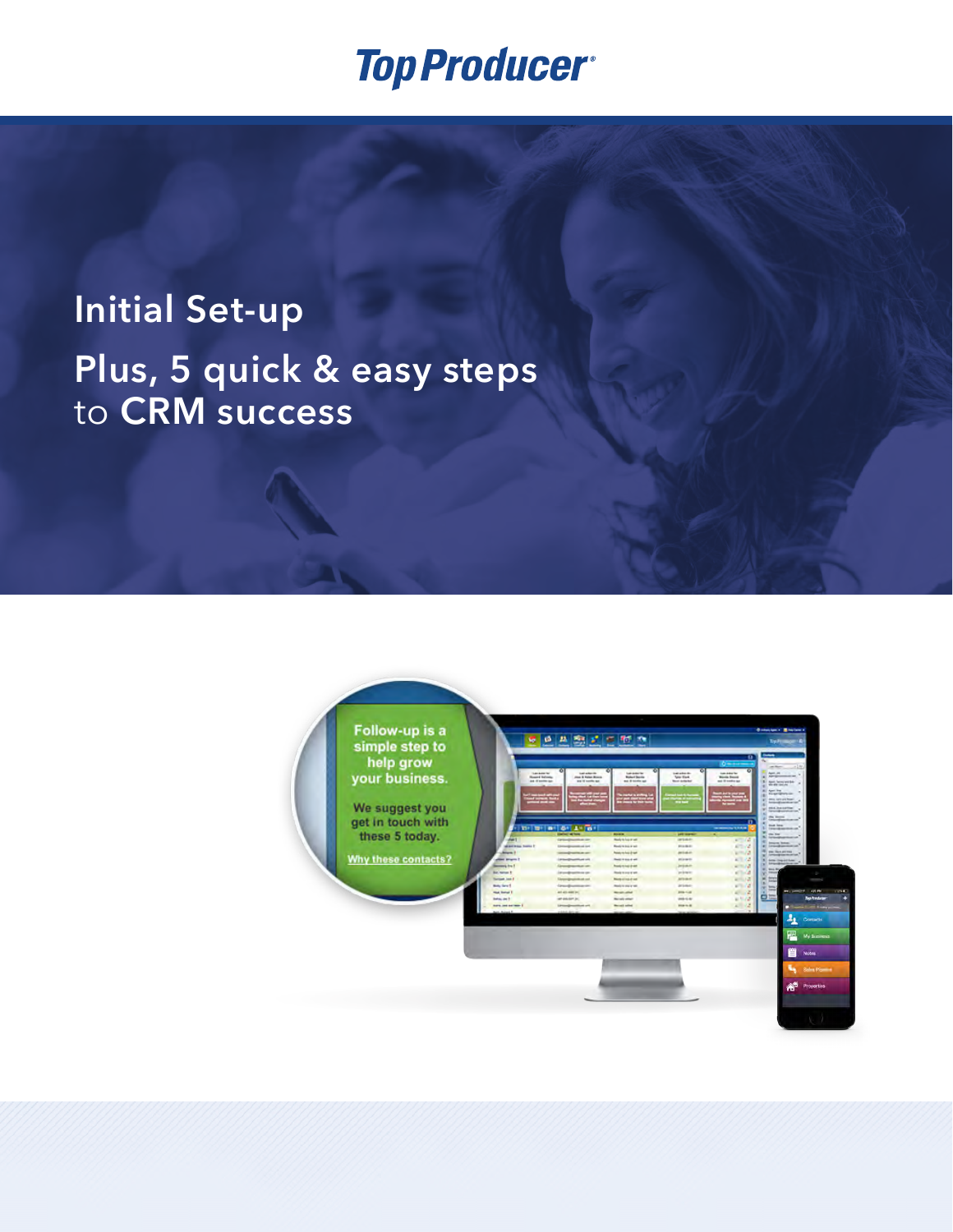# Top Producer®

## Initial Set-up

## Plus, 5 quick & easy steps to CRM success

Follow-up is a simple step to help grow your business.

We suggest you get in touch with these 5 today.

Why these contacts?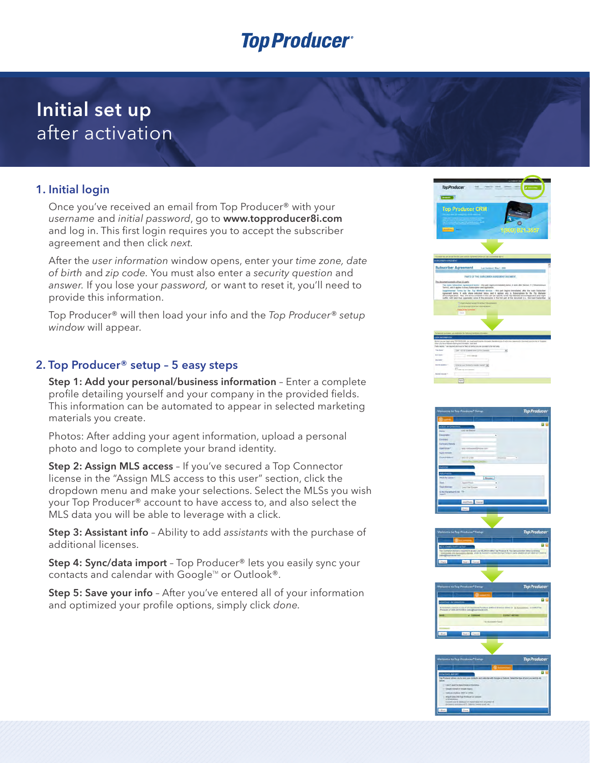# Initial set up after activation

## 1. Initial login

Once you've received an email from Top Producer® with your *username* and *initial password*, go to **www.topproducer8i.com** and log in. This first login requires you to accept the subscriber agreement and then click *next*.

After the *user information* window opens, enter your *time zone, date of birth* and *zip code*. You must also enter a *security question* and *answer*. If you lose your *password,* or want to reset it, you'll need to provide this information.

Top Producer® will then load your info and the *Top Producer® setup window* will appear.

## 2. Top Producer® setup – 5 easy steps

**Step 1: Add your personal/business information** – Enter a complete profile detailing yourself and your company in the provided fields. This information can be automated to appear in selected marketing materials you create.

Photos: After adding your agent information, upload a personal photo and logo to complete your brand identity.

**Step 2: Assign MLS access** – If you've secured a Top Connector license in the "Assign MLS access to this user" section, click the dropdown menu and make your selections. Select the MLSs you wish your Top Producer® account to have access to, and also select the MLS data you will be able to leverage with a click.

**Step 3: Assistant info** – Ability to add *assistants* with the purchase of additional licenses.

**Step 4: Sync/data import** – Top Producer® lets you easily sync your contacts and calendar with Google™ or Outlook®.

**Step 5: Save your info** – After you've entered all of your information and optimized your profile options, simply click *done*.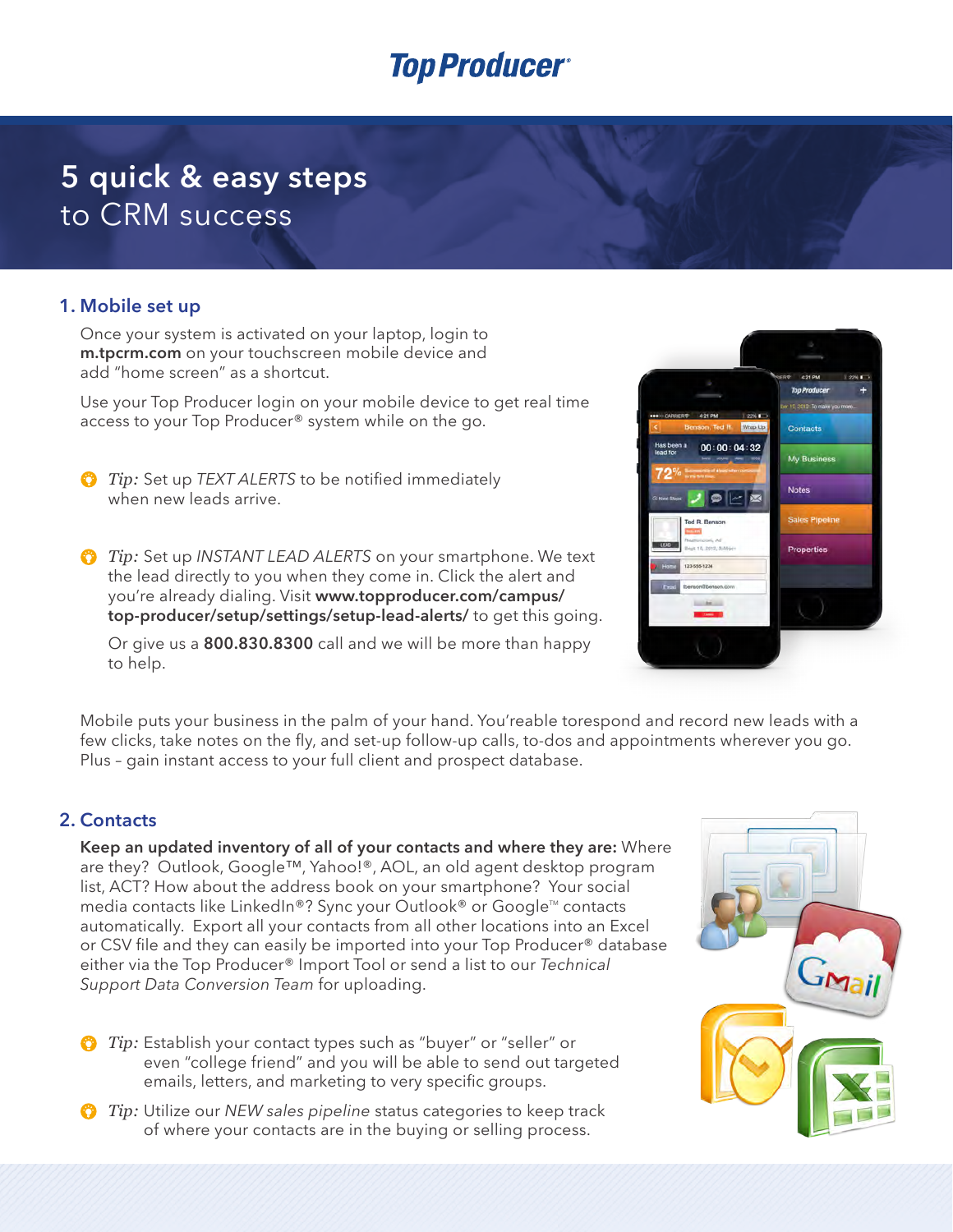Top Producer®

# 5 quick & easy steps to CRM success

## 1. Mobile set up

Once your system is activated on your laptop, login to **m.tpcrm.com** on your touchscreen mobile device and add "home screen" as a shortcut.

Use your Top Producer login on your mobile device to get real time access to your Top Producer® system while on the go.

*Tip:* Set up *TEXT ALERTS* to be notified immediately when new leads arrive.

*Tip:* Set up *INSTANT LEAD ALERTS* on your smartphone. We text the lead directly to you when they come in. Click the alert and you're already dialing. Visit **www.topproducer.com/campus/top-producer/setup/settings/setup-lead-alerts/** to get this going.

Or give us a **800.830.8300** call and we will be more than happy to help.

Mobile puts your business in the palm of your hand. You'reable torespond and record new leads with a few clicks, take notes on the fly, and set-up follow-up calls, to-dos and appointments wherever you go. Plus – gain instant access to your full client and prospect database.

## 2. Contacts

**Keep an updated inventory of all of your contacts and where they are:** Where are they? Outlook, Google™, Yahoo!®, AOL, an old agent desktop program list, ACT? How about the address book on your smartphone? Your social media contacts like LinkedIn®? Sync your Outlook® or Google™ contacts automatically. Export all your contacts from all other locations into an Excel or CSV file and they can easily be imported into your Top Producer® database either via the Top Producer® Import Tool or send a list to our *Technical Support Data Conversion Team* for uploading.

*Tip:* Establish your contact types such as "buyer" or "seller" or even "college friend" and you will be able to send out targeted emails, letters, and marketing to very specific groups.

*Tip:* Utilize our *NEW sales pipeline* status categories to keep track of where your contacts are in the buying or selling process.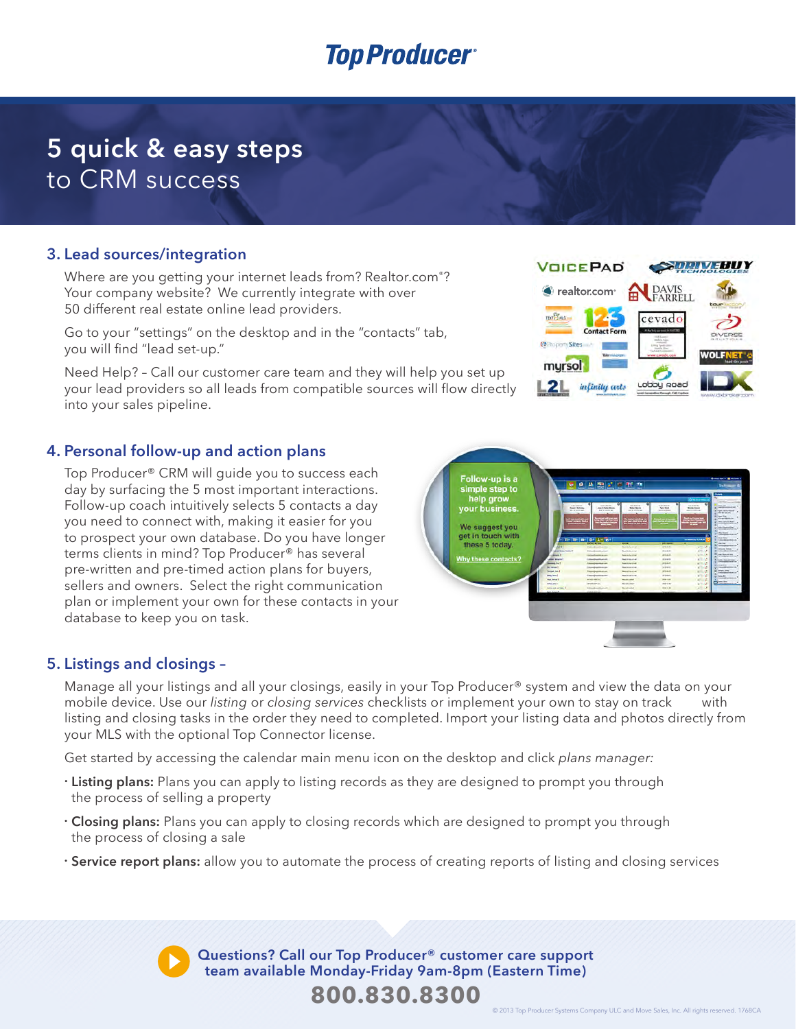# Top Producer®

## 5 quick & easy steps to CRM success

### 3. Lead sources/integration

Where are you getting your internet leads from? Realtor.com®? Your company website? We currently integrate with over 50 different real estate online lead providers.

Go to your "settings" on the desktop and in the "contacts" tab, you will find "lead set-up."

Need Help? – Call our customer care team and they will help you set up your lead providers so all leads from compatible sources will flow directly into your sales pipeline.

### 4. Personal follow-up and action plans

Top Producer® CRM will guide you to success each day by surfacing the 5 most important interactions. Follow-up coach intuitively selects 5 contacts a day you need to connect with, making it easier for you to prospect your own database. Do you have longer terms clients in mind? Top Producer® has several pre-written and pre-timed action plans for buyers, sellers and owners. Select the right communication plan or implement your own for these contacts in your database to keep you on task.

### 5. Listings and closings –

Manage all your listings and all your closings, easily in your Top Producer® system and view the data on your mobile device. Use our *listing* or *closing services* checklists or implement your own to stay on track with listing and closing tasks in the order they need to completed. Import your listing data and photos directly from your MLS with the optional Top Connector license.

Get started by accessing the calendar main menu icon on the desktop and click *plans manager:*

- **Listing plans:** Plans you can apply to listing records as they are designed to prompt you through the process of selling a property
- **Closing plans:** Plans you can apply to closing records which are designed to prompt you through the process of closing a sale
- **Service report plans:** allow you to automate the process of creating reports of listing and closing services

**Questions? Call our Top Producer® customer care support team available Monday-Friday 9am-8pm (Eastern Time)**

**800.830.8300**

© 2013 Top Producer Systems Company ULC and Move Sales, Inc. All rights reserved. 1768CA